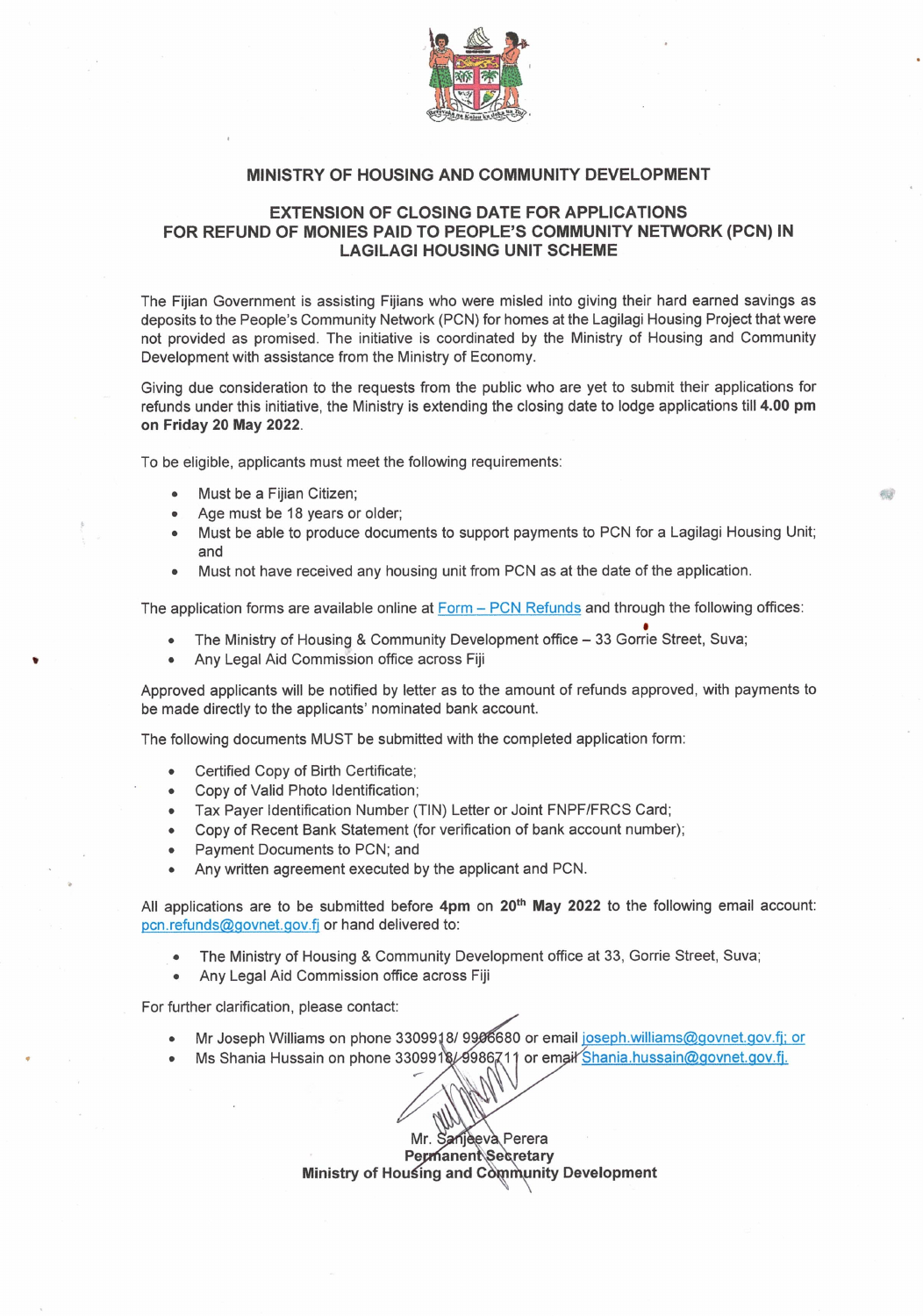## MINISTRY OF HOUSING AND COMMUNITY DEVELOPMENT

### EXTENSION OF CLOSING DATE FOR APPLICATIONS FOR REFUND OF MONIES PAID TO PEOPLE'S COMMUNITY NETWORK (PCN) IN LAGILAGI HOUSING UNIT SCHEME

The Fijian Government is assisting Fijians who were misled into giving their hard earned savings as deposits to the People's Community Network (PCN) for homes at the Lagilagi Housing Project that were not provided as promised. The initiative is coordinated by the Ministry of Housing and Community Development with assistance from the Ministry of Economy.

Giving due consideration to the requests from the public who are yet to submit their applications for refunds under this initiative, the Ministry is extending the closing date to lodge applications till **4.00 pm on Friday 20 May 2022**.

To be eligible, applicants must meet the following requirements:

- Must be a Fijian Citizen;
- Age must be 18 years or older;
- Must be able to produce documents to support payments to PCN for a Lagilagi Housing Unit; and
- Must not have received any housing unit from PCN as at the date of the application.

The application forms are available online at Form – PCN Refunds and through the following offices:

- The Ministry of Housing & Community Development office – 33 Gorrie Street, Suva;
- Any Legal Aid Commission office across Fiji

Approved applicants will be notified by letter as to the amount of refunds approved, with payments to be made directly to the applicants' nominated bank account.

The following documents MUST be submitted with the completed application form:

- Certified Copy of Birth Certificate;
- Copy of Valid Photo Identification;
- Tax Payer Identification Number (TIN) Letter or Joint FNPF/FRCS Card;
- Copy of Recent Bank Statement (for verification of bank account number);
- Payment Documents to PCN; and
- Any written agreement executed by the applicant and PCN.

All applications are to be submitted before **4pm** on **20th May 2022** to the following email account: pcn.refunds@govnet.gov.fj or hand delivered to:

- The Ministry of Housing & Community Development office at 33, Gorrie Street, Suva;
- Any Legal Aid Commission office across Fiji

For further clarification, please contact:

- Mr Joseph Williams on phone 3309918/ 9906680 or email joseph.williams@govnet.gov.fj; or
- Ms Shania Hussain on phone 3309918/ 9986711 or email Shania.hussain@govnet.gov.fj.

Mr. Sanjeeva Perera
**Permanent Secretary**
**Ministry of Housing and Community Development**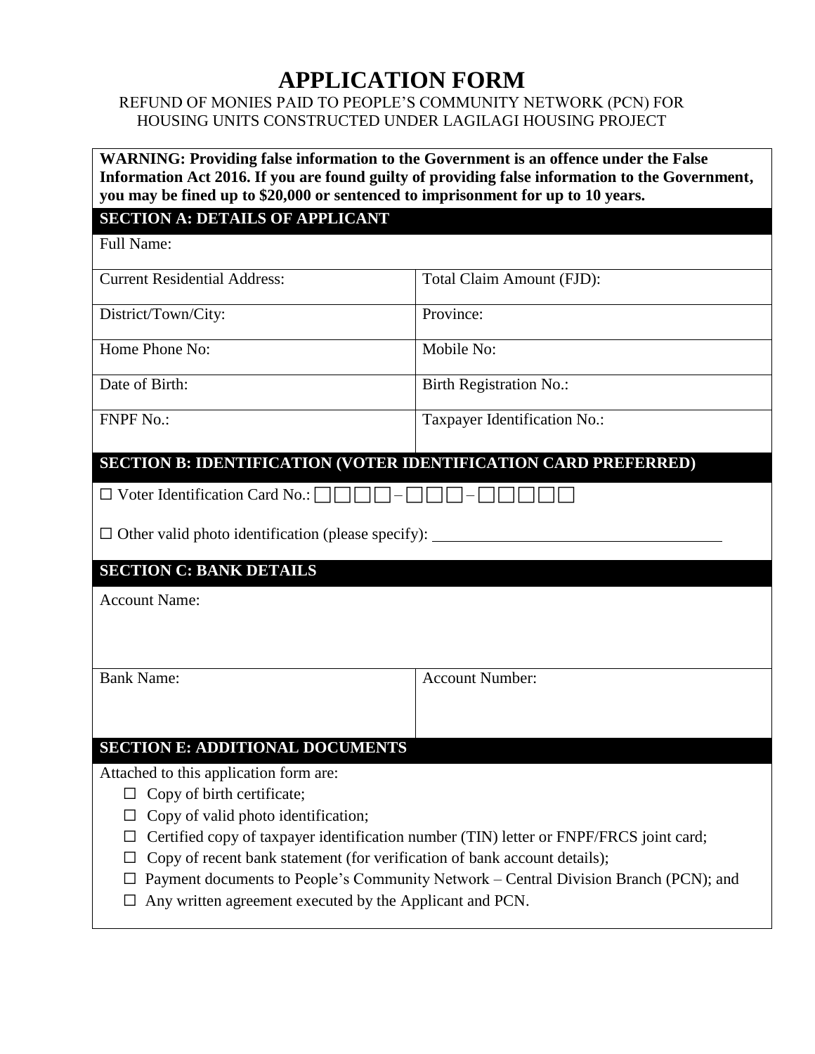# APPLICATION FORM

REFUND OF MONIES PAID TO PEOPLE'S COMMUNITY NETWORK (PCN) FOR HOUSING UNITS CONSTRUCTED UNDER LAGILAGI HOUSING PROJECT

**WARNING: Providing false information to the Government is an offence under the False Information Act 2016. If you are found guilty of providing false information to the Government, you may be fined up to $20,000 or sentenced to imprisonment for up to 10 years.**

## SECTION A: DETAILS OF APPLICANT

| Full Name: | |
|---|---|
| Current Residential Address: | Total Claim Amount (FJD): |
| District/Town/City: | Province: |
| Home Phone No: | Mobile No: |
| Date of Birth: | Birth Registration No.: |
| FNPF No.: | Taxpayer Identification No.: |

## SECTION B: IDENTIFICATION (VOTER IDENTIFICATION CARD PREFERRED)

☐ Voter Identification Card No.: ☐☐☐☐ – ☐☐☐ – ☐☐☐☐☐☐

☐ Other valid photo identification (please specify): ____________________

## SECTION C: BANK DETAILS

| Account Name: | |
|---|---|
| Bank Name: | Account Number: |

## SECTION E: ADDITIONAL DOCUMENTS

Attached to this application form are:

- ☐ Copy of birth certificate;
- ☐ Copy of valid photo identification;
- ☐ Certified copy of taxpayer identification number (TIN) letter or FNPF/FRCS joint card;
- ☐ Copy of recent bank statement (for verification of bank account details);
- ☐ Payment documents to People's Community Network – Central Division Branch (PCN); and
- ☐ Any written agreement executed by the Applicant and PCN.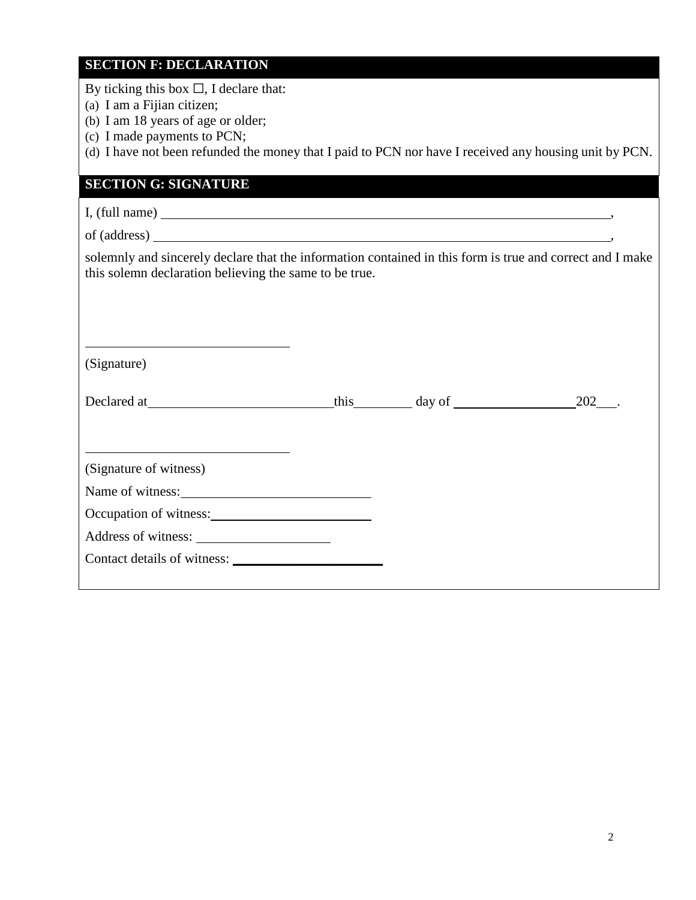## SECTION F: DECLARATION

By ticking this box ☐, I declare that:

(a) I am a Fijian citizen;
(b) I am 18 years of age or older;
(c) I made payments to PCN;
(d) I have not been refunded the money that I paid to PCN nor have I received any housing unit by PCN.

## SECTION G: SIGNATURE

I, (full name) ______________________________________________________________,

of (address) ________________________________________________________________,

solemnly and sincerely declare that the information contained in this form is true and correct and I make this solemn declaration believing the same to be true.

______________________________

(Signature)

Declared at ___________________________this_________ day of __________________202___.

______________________________

(Signature of witness)

Name of witness:____________________________

Occupation of witness:________________________

Address of witness: ____________________

Contact details of witness: ______________________